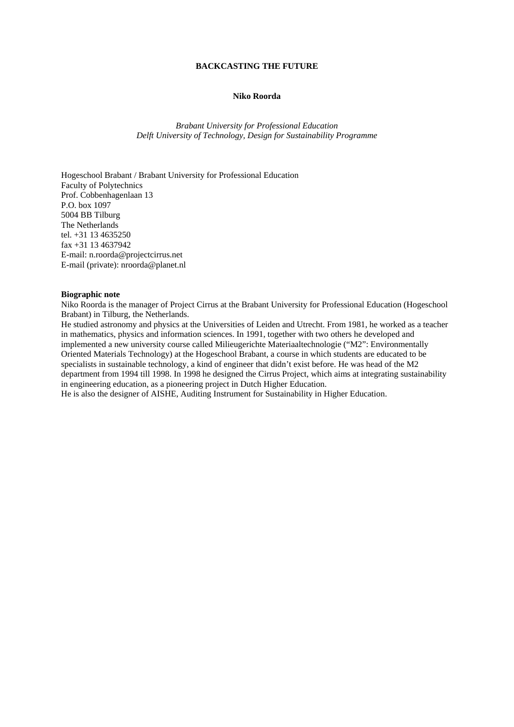# BACKCASTING THE FUTURE

**Niko Roorda**

*Brabant University for Professional Education*
*Delft University of Technology, Design for Sustainability Programme*

Hogeschool Brabant / Brabant University for Professional Education
Faculty of Polytechnics
Prof. Cobbenhagenlaan 13
P.O. box 1097
5004 BB Tilburg
The Netherlands
tel. +31 13 4635250
fax +31 13 4637942
E-mail: n.roorda@projectcirrus.net
E-mail (private): nroorda@planet.nl

**Biographic note**

Niko Roorda is the manager of Project Cirrus at the Brabant University for Professional Education (Hogeschool Brabant) in Tilburg, the Netherlands.
He studied astronomy and physics at the Universities of Leiden and Utrecht. From 1981, he worked as a teacher in mathematics, physics and information sciences. In 1991, together with two others he developed and implemented a new university course called Milieugerichte Materiaaltechnologie ("M2": Environmentally Oriented Materials Technology) at the Hogeschool Brabant, a course in which students are educated to be specialists in sustainable technology, a kind of engineer that didn't exist before. He was head of the M2 department from 1994 till 1998. In 1998 he designed the Cirrus Project, which aims at integrating sustainability in engineering education, as a pioneering project in Dutch Higher Education.
He is also the designer of AISHE, Auditing Instrument for Sustainability in Higher Education.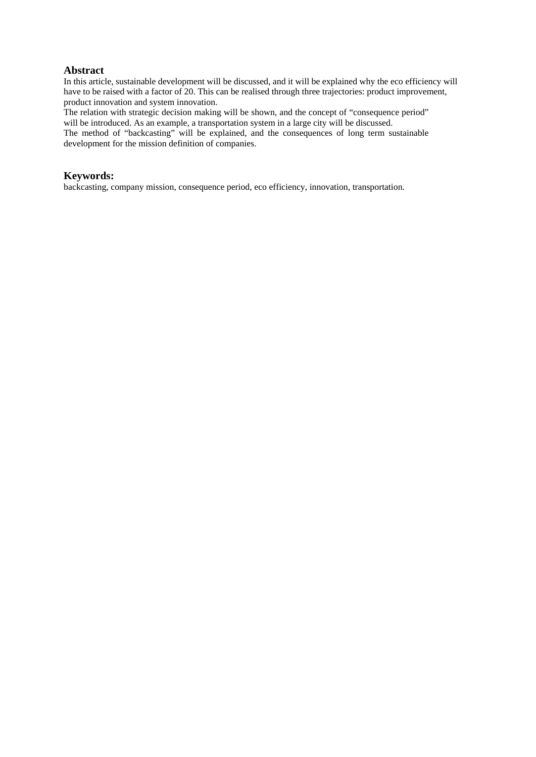## Abstract

In this article, sustainable development will be discussed, and it will be explained why the eco efficiency will have to be raised with a factor of 20. This can be realised through three trajectories: product improvement, product innovation and system innovation.
The relation with strategic decision making will be shown, and the concept of "consequence period" will be introduced. As an example, a transportation system in a large city will be discussed.
The method of "backcasting" will be explained, and the consequences of long term sustainable development for the mission definition of companies.

## Keywords:

backcasting, company mission, consequence period, eco efficiency, innovation, transportation.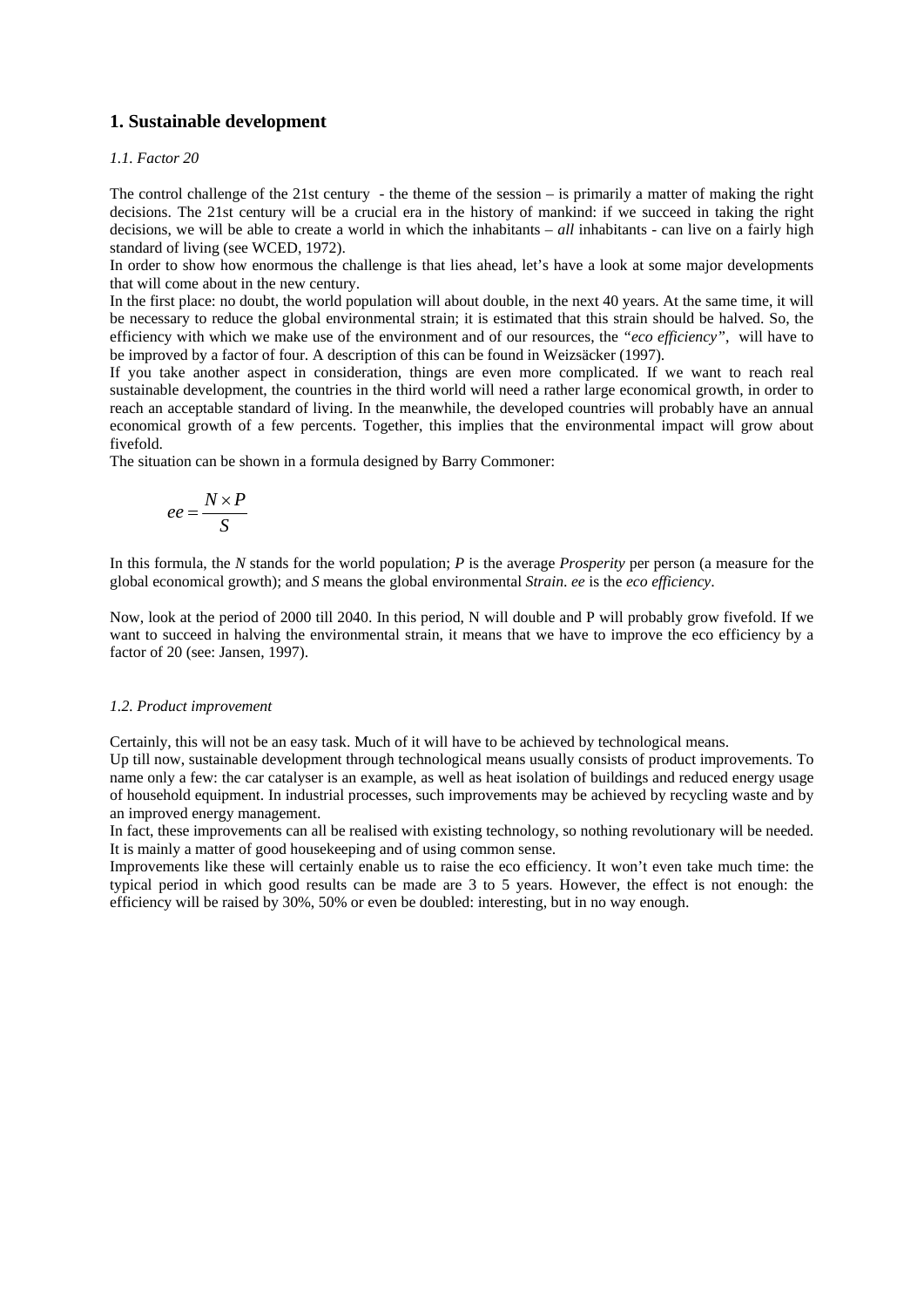# 1. Sustainable development

### *1.1. Factor 20*

The control challenge of the 21st century - the theme of the session – is primarily a matter of making the right decisions. The 21st century will be a crucial era in the history of mankind: if we succeed in taking the right decisions, we will be able to create a world in which the inhabitants – *all* inhabitants - can live on a fairly high standard of living (see WCED, 1972).

In order to show how enormous the challenge is that lies ahead, let's have a look at some major developments that will come about in the new century.

In the first place: no doubt, the world population will about double, in the next 40 years. At the same time, it will be necessary to reduce the global environmental strain; it is estimated that this strain should be halved. So, the efficiency with which we make use of the environment and of our resources, the *"eco efficiency"*, will have to be improved by a factor of four. A description of this can be found in Weizsäcker (1997).

If you take another aspect in consideration, things are even more complicated. If we want to reach real sustainable development, the countries in the third world will need a rather large economical growth, in order to reach an acceptable standard of living. In the meanwhile, the developed countries will probably have an annual economical growth of a few percents. Together, this implies that the environmental impact will grow about fivefold.

The situation can be shown in a formula designed by Barry Commoner:

$$ee = \frac{N \times P}{S}$$

In this formula, the *N* stands for the world population; *P* is the average *Prosperity* per person (a measure for the global economical growth); and *S* means the global environmental *Strain*. *ee* is the *eco efficiency*.

Now, look at the period of 2000 till 2040. In this period, N will double and P will probably grow fivefold. If we want to succeed in halving the environmental strain, it means that we have to improve the eco efficiency by a factor of 20 (see: Jansen, 1997).

### *1.2. Product improvement*

Certainly, this will not be an easy task. Much of it will have to be achieved by technological means.

Up till now, sustainable development through technological means usually consists of product improvements. To name only a few: the car catalyser is an example, as well as heat isolation of buildings and reduced energy usage of household equipment. In industrial processes, such improvements may be achieved by recycling waste and by an improved energy management.

In fact, these improvements can all be realised with existing technology, so nothing revolutionary will be needed. It is mainly a matter of good housekeeping and of using common sense.

Improvements like these will certainly enable us to raise the eco efficiency. It won't even take much time: the typical period in which good results can be made are 3 to 5 years. However, the effect is not enough: the efficiency will be raised by 30%, 50% or even be doubled: interesting, but in no way enough.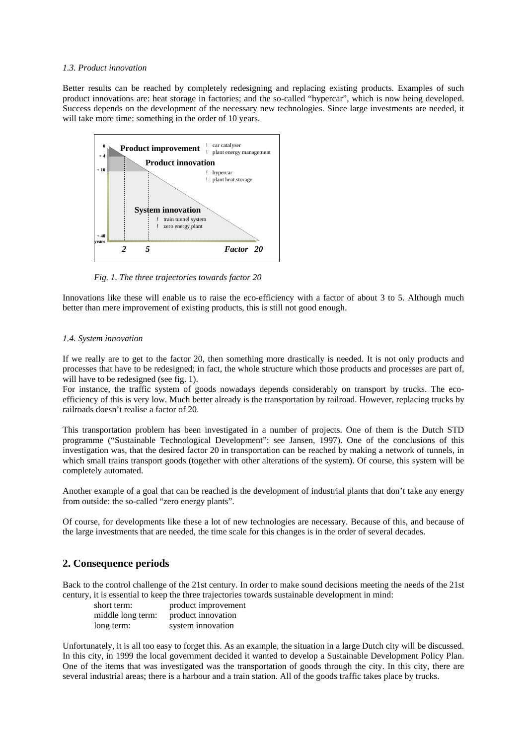*1.3. Product innovation*

Better results can be reached by completely redesigning and replacing existing products. Examples of such product innovations are: heat storage in factories; and the so-called "hypercar", which is now being developed. Success depends on the development of the necessary new technologies. Since large investments are needed, it will take more time: something in the order of 10 years.

*Fig. 1. The three trajectories towards factor 20*

Innovations like these will enable us to raise the eco-efficiency with a factor of about 3 to 5. Although much better than mere improvement of existing products, this is still not good enough.

*1.4. System innovation*

If we really are to get to the factor 20, then something more drastically is needed. It is not only products and processes that have to be redesigned; in fact, the whole structure which those products and processes are part of, will have to be redesigned (see fig. 1).
For instance, the traffic system of goods nowadays depends considerably on transport by trucks. The eco-efficiency of this is very low. Much better already is the transportation by railroad. However, replacing trucks by railroads doesn't realise a factor of 20.

This transportation problem has been investigated in a number of projects. One of them is the Dutch STD programme ("Sustainable Technological Development": see Jansen, 1997). One of the conclusions of this investigation was, that the desired factor 20 in transportation can be reached by making a network of tunnels, in which small trains transport goods (together with other alterations of the system). Of course, this system will be completely automated.

Another example of a goal that can be reached is the development of industrial plants that don't take any energy from outside: the so-called "zero energy plants".

Of course, for developments like these a lot of new technologies are necessary. Because of this, and because of the large investments that are needed, the time scale for this changes is in the order of several decades.

## 2. Consequence periods

Back to the control challenge of the 21st century. In order to make sound decisions meeting the needs of the 21st century, it is essential to keep the three trajectories towards sustainable development in mind:

| | |
|---|---|
| short term: | product improvement |
| middle long term: | product innovation |
| long term: | system innovation |

Unfortunately, it is all too easy to forget this. As an example, the situation in a large Dutch city will be discussed. In this city, in 1999 the local government decided it wanted to develop a Sustainable Development Policy Plan. One of the items that was investigated was the transportation of goods through the city. In this city, there are several industrial areas; there is a harbour and a train station. All of the goods traffic takes place by trucks.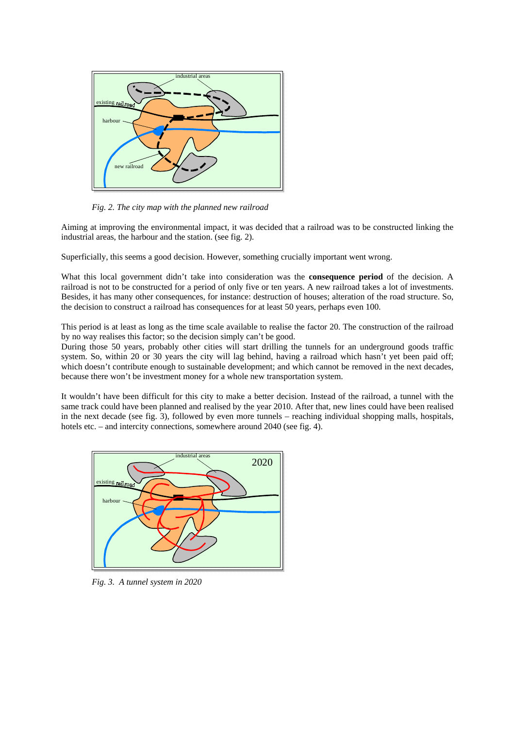*Fig. 2. The city map with the planned new railroad*

Aiming at improving the environmental impact, it was decided that a railroad was to be constructed linking the industrial areas, the harbour and the station. (see fig. 2).

Superficially, this seems a good decision. However, something crucially important went wrong.

What this local government didn't take into consideration was the **consequence period** of the decision. A railroad is not to be constructed for a period of only five or ten years. A new railroad takes a lot of investments. Besides, it has many other consequences, for instance: destruction of houses; alteration of the road structure. So, the decision to construct a railroad has consequences for at least 50 years, perhaps even 100.

This period is at least as long as the time scale available to realise the factor 20. The construction of the railroad by no way realises this factor; so the decision simply can't be good.
During those 50 years, probably other cities will start drilling the tunnels for an underground goods traffic system. So, within 20 or 30 years the city will lag behind, having a railroad which hasn't yet been paid off; which doesn't contribute enough to sustainable development; and which cannot be removed in the next decades, because there won't be investment money for a whole new transportation system.

It wouldn't have been difficult for this city to make a better decision. Instead of the railroad, a tunnel with the same track could have been planned and realised by the year 2010. After that, new lines could have been realised in the next decade (see fig. 3), followed by even more tunnels – reaching individual shopping malls, hospitals, hotels etc. – and intercity connections, somewhere around 2040 (see fig. 4).

*Fig. 3. A tunnel system in 2020*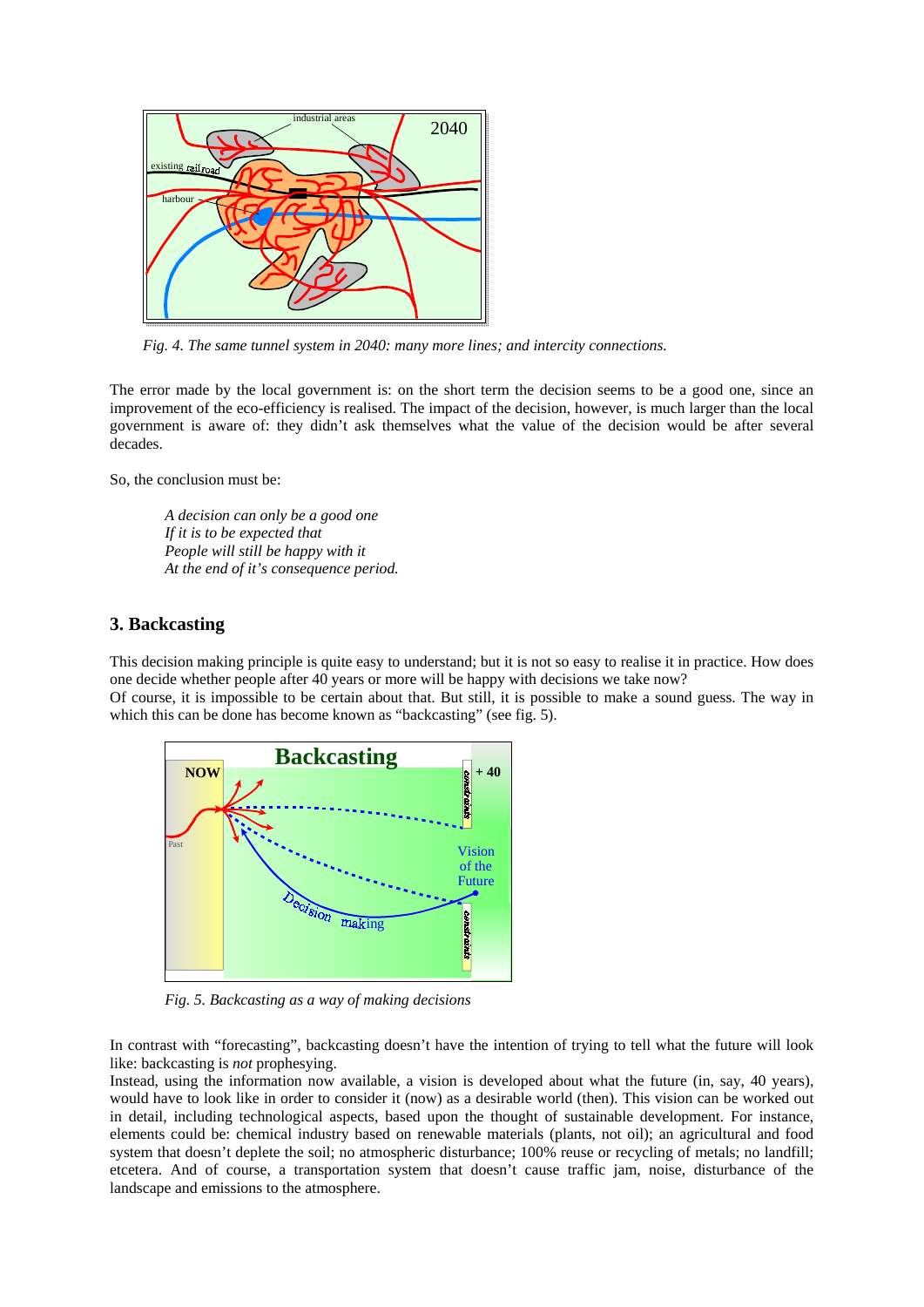*Fig. 4. The same tunnel system in 2040: many more lines; and intercity connections.*

The error made by the local government is: on the short term the decision seems to be a good one, since an improvement of the eco-efficiency is realised. The impact of the decision, however, is much larger than the local government is aware of: they didn't ask themselves what the value of the decision would be after several decades.

So, the conclusion must be:

*A decision can only be a good one*
*If it is to be expected that*
*People will still be happy with it*
*At the end of it's consequence period.*

## 3. Backcasting

This decision making principle is quite easy to understand; but it is not so easy to realise it in practice. How does one decide whether people after 40 years or more will be happy with decisions we take now?
Of course, it is impossible to be certain about that. But still, it is possible to make a sound guess. The way in which this can be done has become known as "backcasting" (see fig. 5).

*Fig. 5. Backcasting as a way of making decisions*

In contrast with "forecasting", backcasting doesn't have the intention of trying to tell what the future will look like: backcasting is *not* prophesying.
Instead, using the information now available, a vision is developed about what the future (in, say, 40 years), would have to look like in order to consider it (now) as a desirable world (then). This vision can be worked out in detail, including technological aspects, based upon the thought of sustainable development. For instance, elements could be: chemical industry based on renewable materials (plants, not oil); an agricultural and food system that doesn't deplete the soil; no atmospheric disturbance; 100% reuse or recycling of metals; no landfill; etcetera. And of course, a transportation system that doesn't cause traffic jam, noise, disturbance of the landscape and emissions to the atmosphere.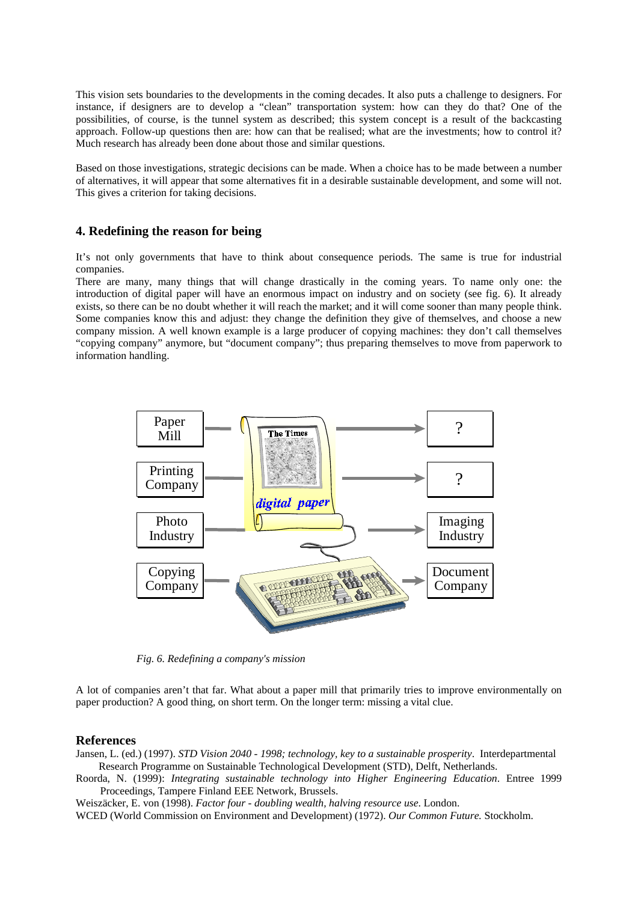This vision sets boundaries to the developments in the coming decades. It also puts a challenge to designers. For instance, if designers are to develop a "clean" transportation system: how can they do that? One of the possibilities, of course, is the tunnel system as described; this system concept is a result of the backcasting approach. Follow-up questions then are: how can that be realised; what are the investments; how to control it? Much research has already been done about those and similar questions.

Based on those investigations, strategic decisions can be made. When a choice has to be made between a number of alternatives, it will appear that some alternatives fit in a desirable sustainable development, and some will not. This gives a criterion for taking decisions.

## 4. Redefining the reason for being

It's not only governments that have to think about consequence periods. The same is true for industrial companies.

There are many, many things that will change drastically in the coming years. To name only one: the introduction of digital paper will have an enormous impact on industry and on society (see fig. 6). It already exists, so there can be no doubt whether it will reach the market; and it will come sooner than many people think. Some companies know this and adjust: they change the definition they give of themselves, and choose a new company mission. A well known example is a large producer of copying machines: they don't call themselves "copying company" anymore, but "document company"; thus preparing themselves to move from paperwork to information handling.

Paper Mill
Printing Company
Photo Industry
Copying Company
The Times
digital paper
?
?
Imaging Industry
Document Company

*Fig. 6. Redefining a company's mission*

A lot of companies aren't that far. What about a paper mill that primarily tries to improve environmentally on paper production? A good thing, on short term. On the longer term: missing a vital clue.

## References

Jansen, L. (ed.) (1997). *STD Vision 2040 - 1998; technology, key to a sustainable prosperity*. Interdepartmental Research Programme on Sustainable Technological Development (STD), Delft, Netherlands.

Roorda, N. (1999): *Integrating sustainable technology into Higher Engineering Education*. Entree 1999 Proceedings, Tampere Finland EEE Network, Brussels.

Weiszäcker, E. von (1998). *Factor four - doubling wealth, halving resource use*. London.

WCED (World Commission on Environment and Development) (1972). *Our Common Future.* Stockholm.